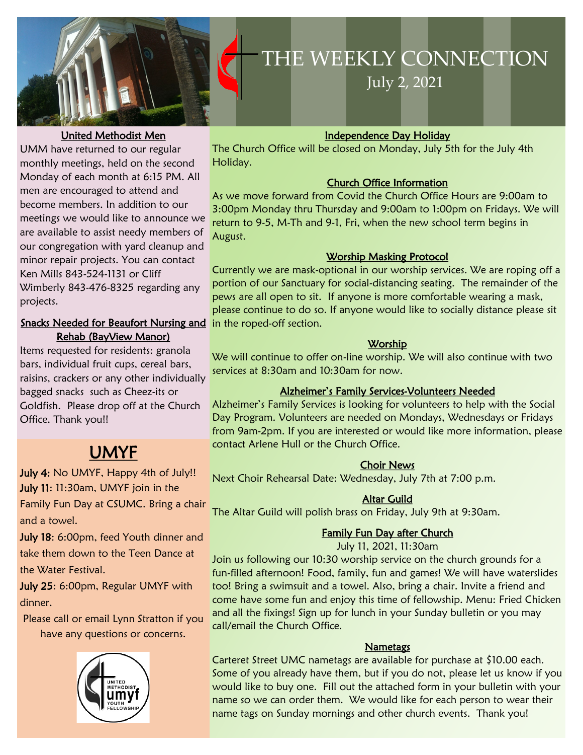# THE WEEKLY CONNECTION

July 2, 2021

### United Methodist Men

UMM have returned to our regular monthly meetings, held on the second Monday of each month at 6:15 PM. All men are encouraged to attend and become members. In addition to our meetings we would like to announce we are available to assist needy members of our congregation with yard cleanup and minor repair projects. You can contact Ken Mills 843-524-1131 or Cliff Wimberly 843-476-8325 regarding any projects.

### Snacks Needed for Beaufort Nursing and Rehab (BayView Manor)

Items requested for residents: granola bars, individual fruit cups, cereal bars, raisins, crackers or any other individually bagged snacks such as Cheez-its or Goldfish. Please drop off at the Church Office. Thank you!!

## UMYF

**July 4:** No UMYF, Happy 4th of July!!

**July 11**: 11:30am, UMYF join in the Family Fun Day at CSUMC. Bring a chair and a towel.

**July 18**: 6:00pm, feed Youth dinner and take them down to the Teen Dance at the Water Festival.

**July 25**: 6:00pm, Regular UMYF with dinner.

Please call or email Lynn Stratton if you have any questions or concerns.

### Independence Day Holiday

The Church Office will be closed on Monday, July 5th for the July 4th Holiday.

### Church Office Information

As we move forward from Covid the Church Office Hours are 9:00am to 3:00pm Monday thru Thursday and 9:00am to 1:00pm on Fridays. We will return to 9-5, M-Th and 9-1, Fri, when the new school term begins in August.

### Worship Masking Protocol

Currently we are mask-optional in our worship services. We are roping off a portion of our Sanctuary for social-distancing seating. The remainder of the pews are all open to sit. If anyone is more comfortable wearing a mask, please continue to do so. If anyone would like to socially distance please sit in the roped-off section.

### Worship

We will continue to offer on-line worship. We will also continue with two services at 8:30am and 10:30am for now.

### Alzheimer's Family Services-Volunteers Needed

Alzheimer's Family Services is looking for volunteers to help with the Social Day Program. Volunteers are needed on Mondays, Wednesdays or Fridays from 9am-2pm. If you are interested or would like more information, please contact Arlene Hull or the Church Office.

### Choir News

Next Choir Rehearsal Date: Wednesday, July 7th at 7:00 p.m.

### Altar Guild

The Altar Guild will polish brass on Friday, July 9th at 9:30am.

### Family Fun Day after Church

July 11, 2021, 11:30am

Join us following our 10:30 worship service on the church grounds for a fun-filled afternoon! Food, family, fun and games! We will have waterslides too! Bring a swimsuit and a towel. Also, bring a chair. Invite a friend and come have some fun and enjoy this time of fellowship. Menu: Fried Chicken and all the fixings! Sign up for lunch in your Sunday bulletin or you may call/email the Church Office.

### Nametags

Carteret Street UMC nametags are available for purchase at $10.00 each. Some of you already have them, but if you do not, please let us know if you would like to buy one. Fill out the attached form in your bulletin with your name so we can order them. We would like for each person to wear their name tags on Sunday mornings and other church events. Thank you!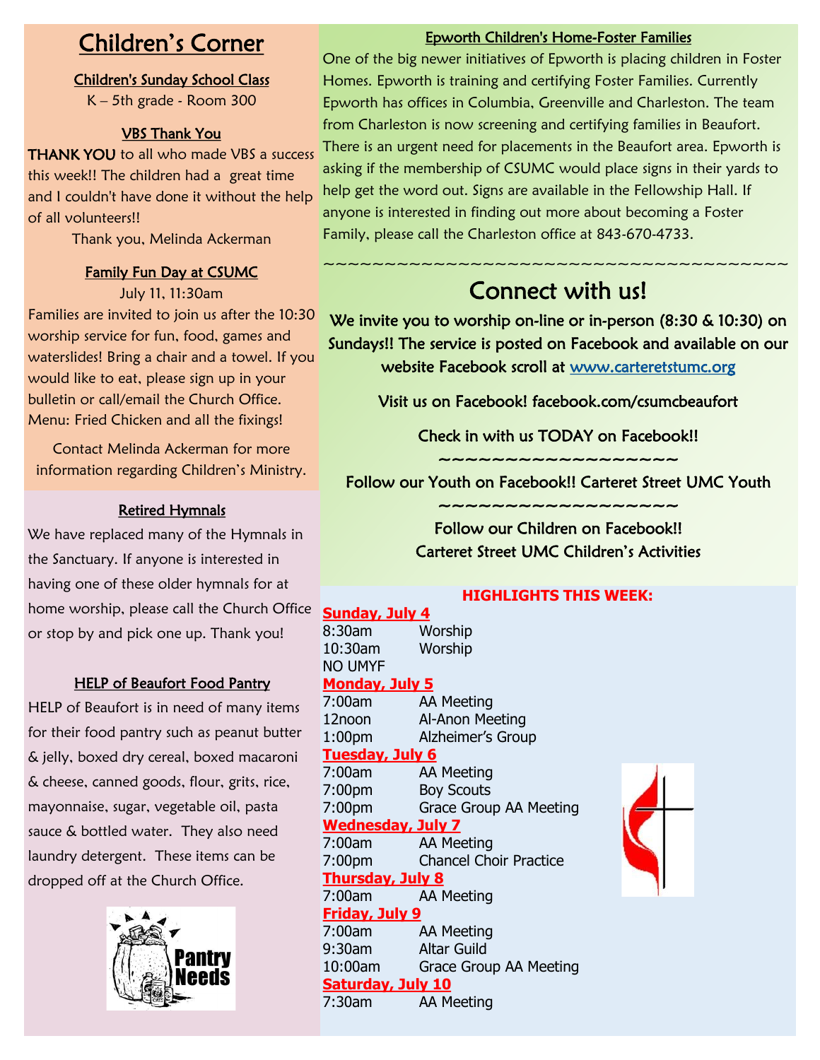# Children's Corner

**Children's Sunday School Class**

K – 5th grade - Room 300

**VBS Thank You**

**THANK YOU** to all who made VBS a success this week!! The children had a great time and I couldn't have done it without the help of all volunteers!!

Thank you, Melinda Ackerman

**Family Fun Day at CSUMC**

July 11, 11:30am

Families are invited to join us after the 10:30 worship service for fun, food, games and waterslides! Bring a chair and a towel. If you would like to eat, please sign up in your bulletin or call/email the Church Office. Menu: Fried Chicken and all the fixings!

Contact Melinda Ackerman for more information regarding Children's Ministry.

**Retired Hymnals**

We have replaced many of the Hymnals in the Sanctuary. If anyone is interested in having one of these older hymnals for at home worship, please call the Church Office or stop by and pick one up. Thank you!

**HELP of Beaufort Food Pantry**

HELP of Beaufort is in need of many items for their food pantry such as peanut butter & jelly, boxed dry cereal, boxed macaroni & cheese, canned goods, flour, grits, rice, mayonnaise, sugar, vegetable oil, pasta sauce & bottled water. They also need laundry detergent. These items can be dropped off at the Church Office.

**Epworth Children's Home-Foster Families**

One of the big newer initiatives of Epworth is placing children in Foster Homes. Epworth is training and certifying Foster Families. Currently Epworth has offices in Columbia, Greenville and Charleston. The team from Charleston is now screening and certifying families in Beaufort. There is an urgent need for placements in the Beaufort area. Epworth is asking if the membership of CSUMC would place signs in their yards to help get the word out. Signs are available in the Fellowship Hall. If anyone is interested in finding out more about becoming a Foster Family, please call the Charleston office at 843-670-4733.

~~~~~~~~~~~~~~~~~~~~~~~~~~~~~~~~~~~~~~~~

## Connect with us!

We invite you to worship on-line or in-person (8:30 & 10:30) on Sundays!! The service is posted on Facebook and available on our website Facebook scroll at www.carteretstumc.org

Visit us on Facebook! facebook.com/csumcbeaufort

Check in with us TODAY on Facebook!!

~~~~~~~~~~~~~~~~~~~

Follow our Youth on Facebook!! Carteret Street UMC Youth

~~~~~~~~~~~~~~~~~~~

Follow our Children on Facebook!!
Carteret Street UMC Children's Activities

**HIGHLIGHTS THIS WEEK:**

**Sunday, July 4**
8:30am Worship
10:30am Worship
NO UMYF

**Monday, July 5**
7:00am AA Meeting
12noon Al-Anon Meeting
1:00pm Alzheimer's Group

**Tuesday, July 6**
7:00am AA Meeting
7:00pm Boy Scouts
7:00pm Grace Group AA Meeting

**Wednesday, July 7**
7:00am AA Meeting
7:00pm Chancel Choir Practice

**Thursday, July 8**
7:00am AA Meeting

**Friday, July 9**
7:00am AA Meeting
9:30am Altar Guild
10:00am Grace Group AA Meeting

**Saturday, July 10**
7:30am AA Meeting